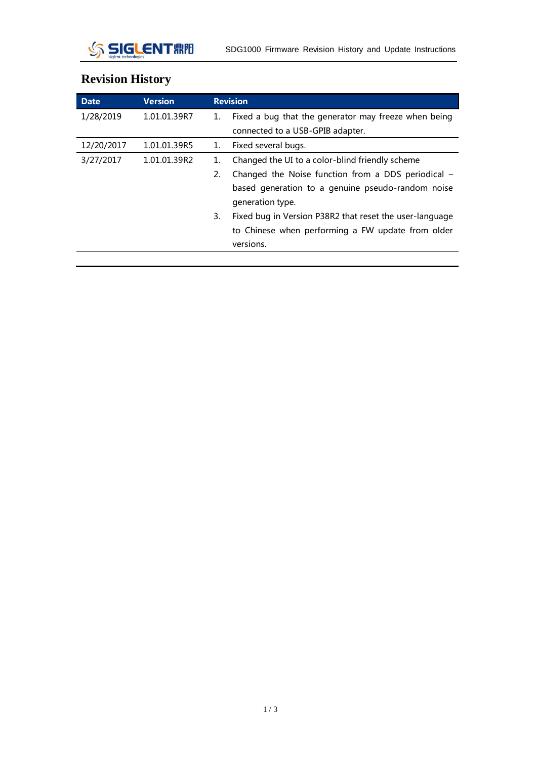# Revision History

| Date | Version | Revision |
|---|---|---|
| 1/28/2019 | 1.01.01.39R7 | 1. Fixed a bug that the generator may freeze when being connected to a USB-GPIB adapter. |
| 12/20/2017 | 1.01.01.39R5 | 1. Fixed several bugs. |
| 3/27/2017 | 1.01.01.39R2 | 1. Changed the UI to a color-blind friendly scheme<br>2. Changed the Noise function from a DDS periodical – based generation to a genuine pseudo-random noise generation type.<br>3. Fixed bug in Version P38R2 that reset the user-language to Chinese when performing a FW update from older versions. |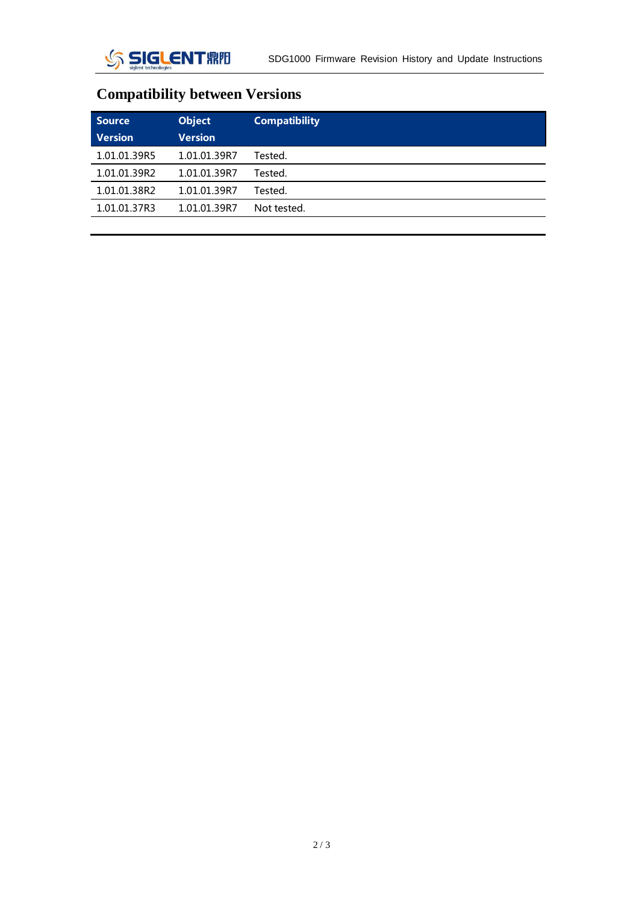# Compatibility between Versions

| Source Version | Object Version | Compatibility |
|---|---|---|
| 1.01.01.39R5 | 1.01.01.39R7 | Tested. |
| 1.01.01.39R2 | 1.01.01.39R7 | Tested. |
| 1.01.01.38R2 | 1.01.01.39R7 | Tested. |
| 1.01.01.37R3 | 1.01.01.39R7 | Not tested. |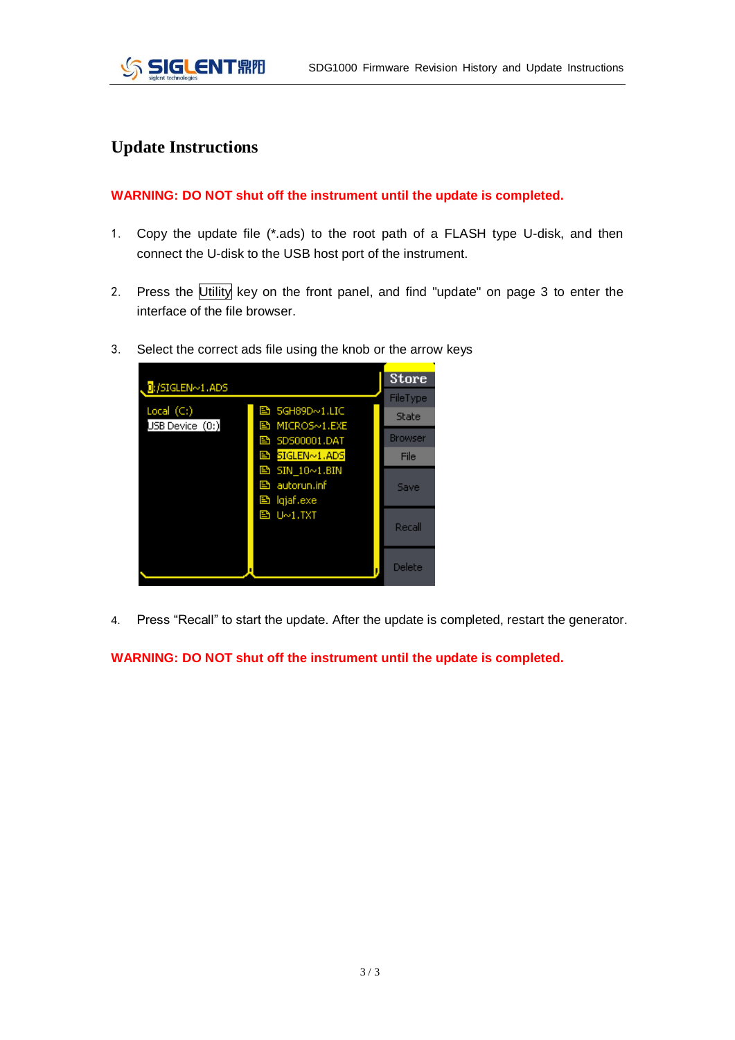# Update Instructions

**WARNING: DO NOT shut off the instrument until the update is completed.**

1. Copy the update file (*.ads) to the root path of a FLASH type U-disk, and then connect the U-disk to the USB host port of the instrument.

2. Press the Utility key on the front panel, and find "update" on page 3 to enter the interface of the file browser.

3. Select the correct ads file using the knob or the arrow keys

4. Press "Recall" to start the update. After the update is completed, restart the generator.

**WARNING: DO NOT shut off the instrument until the update is completed.**